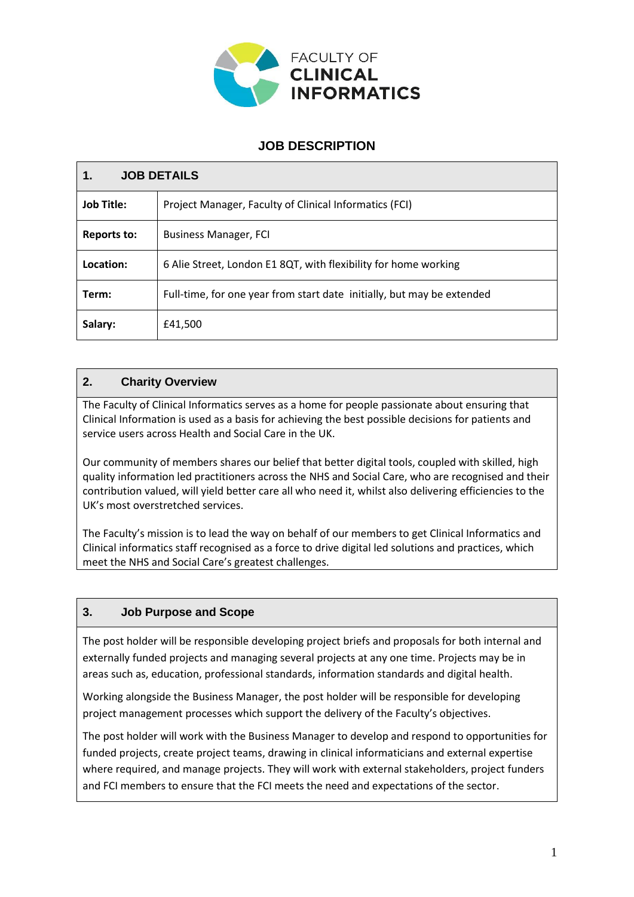FACULTY OF
**CLINICAL INFORMATICS**

# JOB DESCRIPTION

## 1. JOB DETAILS

| | |
|---|---|
| **Job Title:** | Project Manager, Faculty of Clinical Informatics (FCI) |
| **Reports to:** | Business Manager, FCI |
| **Location:** | 6 Alie Street, London E1 8QT, with flexibility for home working |
| **Term:** | Full-time, for one year from start date initially, but may be extended |
| **Salary:** | £41,500 |

## 2. Charity Overview

The Faculty of Clinical Informatics serves as a home for people passionate about ensuring that Clinical Information is used as a basis for achieving the best possible decisions for patients and service users across Health and Social Care in the UK.

Our community of members shares our belief that better digital tools, coupled with skilled, high quality information led practitioners across the NHS and Social Care, who are recognised and their contribution valued, will yield better care all who need it, whilst also delivering efficiencies to the UK's most overstretched services.

The Faculty's mission is to lead the way on behalf of our members to get Clinical Informatics and Clinical informatics staff recognised as a force to drive digital led solutions and practices, which meet the NHS and Social Care's greatest challenges.

## 3. Job Purpose and Scope

The post holder will be responsible developing project briefs and proposals for both internal and externally funded projects and managing several projects at any one time. Projects may be in areas such as, education, professional standards, information standards and digital health.

Working alongside the Business Manager, the post holder will be responsible for developing project management processes which support the delivery of the Faculty's objectives.

The post holder will work with the Business Manager to develop and respond to opportunities for funded projects, create project teams, drawing in clinical informaticians and external expertise where required, and manage projects. They will work with external stakeholders, project funders and FCI members to ensure that the FCI meets the need and expectations of the sector.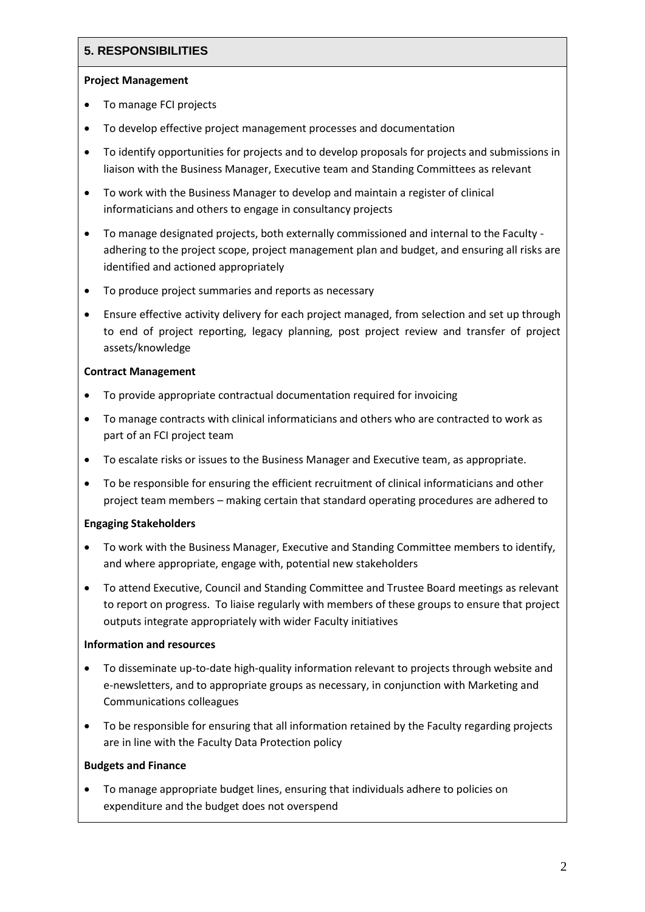## 5. RESPONSIBILITIES

**Project Management**

- To manage FCI projects
- To develop effective project management processes and documentation
- To identify opportunities for projects and to develop proposals for projects and submissions in liaison with the Business Manager, Executive team and Standing Committees as relevant
- To work with the Business Manager to develop and maintain a register of clinical informaticians and others to engage in consultancy projects
- To manage designated projects, both externally commissioned and internal to the Faculty - adhering to the project scope, project management plan and budget, and ensuring all risks are identified and actioned appropriately
- To produce project summaries and reports as necessary
- Ensure effective activity delivery for each project managed, from selection and set up through to end of project reporting, legacy planning, post project review and transfer of project assets/knowledge

**Contract Management**

- To provide appropriate contractual documentation required for invoicing
- To manage contracts with clinical informaticians and others who are contracted to work as part of an FCI project team
- To escalate risks or issues to the Business Manager and Executive team, as appropriate.
- To be responsible for ensuring the efficient recruitment of clinical informaticians and other project team members – making certain that standard operating procedures are adhered to

**Engaging Stakeholders**

- To work with the Business Manager, Executive and Standing Committee members to identify, and where appropriate, engage with, potential new stakeholders
- To attend Executive, Council and Standing Committee and Trustee Board meetings as relevant to report on progress. To liaise regularly with members of these groups to ensure that project outputs integrate appropriately with wider Faculty initiatives

**Information and resources**

- To disseminate up-to-date high-quality information relevant to projects through website and e-newsletters, and to appropriate groups as necessary, in conjunction with Marketing and Communications colleagues
- To be responsible for ensuring that all information retained by the Faculty regarding projects are in line with the Faculty Data Protection policy

**Budgets and Finance**

- To manage appropriate budget lines, ensuring that individuals adhere to policies on expenditure and the budget does not overspend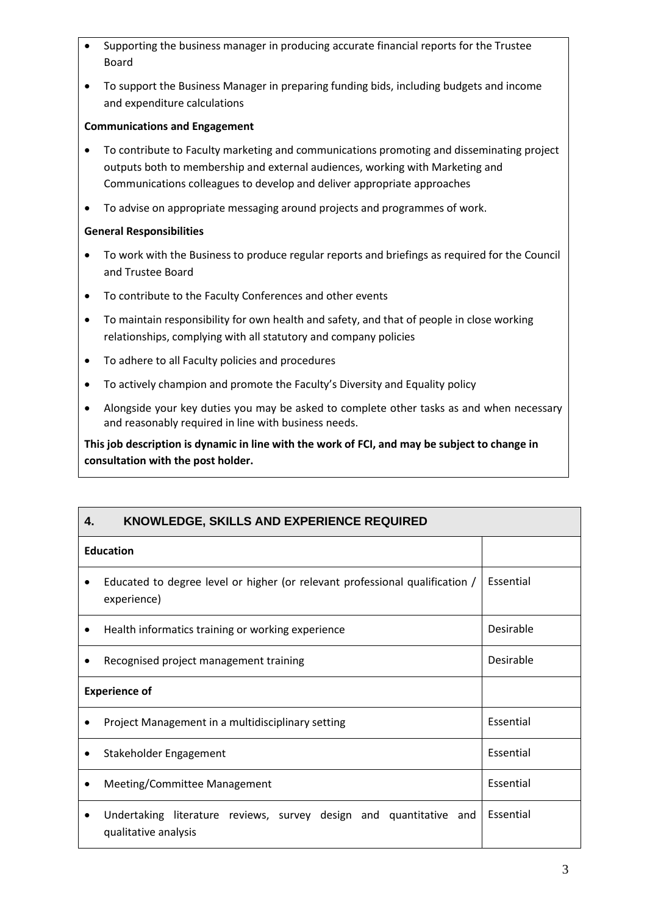- Supporting the business manager in producing accurate financial reports for the Trustee Board
- To support the Business Manager in preparing funding bids, including budgets and income and expenditure calculations

**Communications and Engagement**

- To contribute to Faculty marketing and communications promoting and disseminating project outputs both to membership and external audiences, working with Marketing and Communications colleagues to develop and deliver appropriate approaches
- To advise on appropriate messaging around projects and programmes of work.

**General Responsibilities**

- To work with the Business to produce regular reports and briefings as required for the Council and Trustee Board
- To contribute to the Faculty Conferences and other events
- To maintain responsibility for own health and safety, and that of people in close working relationships, complying with all statutory and company policies
- To adhere to all Faculty policies and procedures
- To actively champion and promote the Faculty's Diversity and Equality policy
- Alongside your key duties you may be asked to complete other tasks as and when necessary and reasonably required in line with business needs.

**This job description is dynamic in line with the work of FCI, and may be subject to change in consultation with the post holder.**

## 4. KNOWLEDGE, SKILLS AND EXPERIENCE REQUIRED

| **Education** | |
|---|---|
| • Educated to degree level or higher (or relevant professional qualification / experience) | Essential |
| • Health informatics training or working experience | Desirable |
| • Recognised project management training | Desirable |
| **Experience of** | |
| • Project Management in a multidisciplinary setting | Essential |
| • Stakeholder Engagement | Essential |
| • Meeting/Committee Management | Essential |
| • Undertaking literature reviews, survey design and quantitative and qualitative analysis | Essential |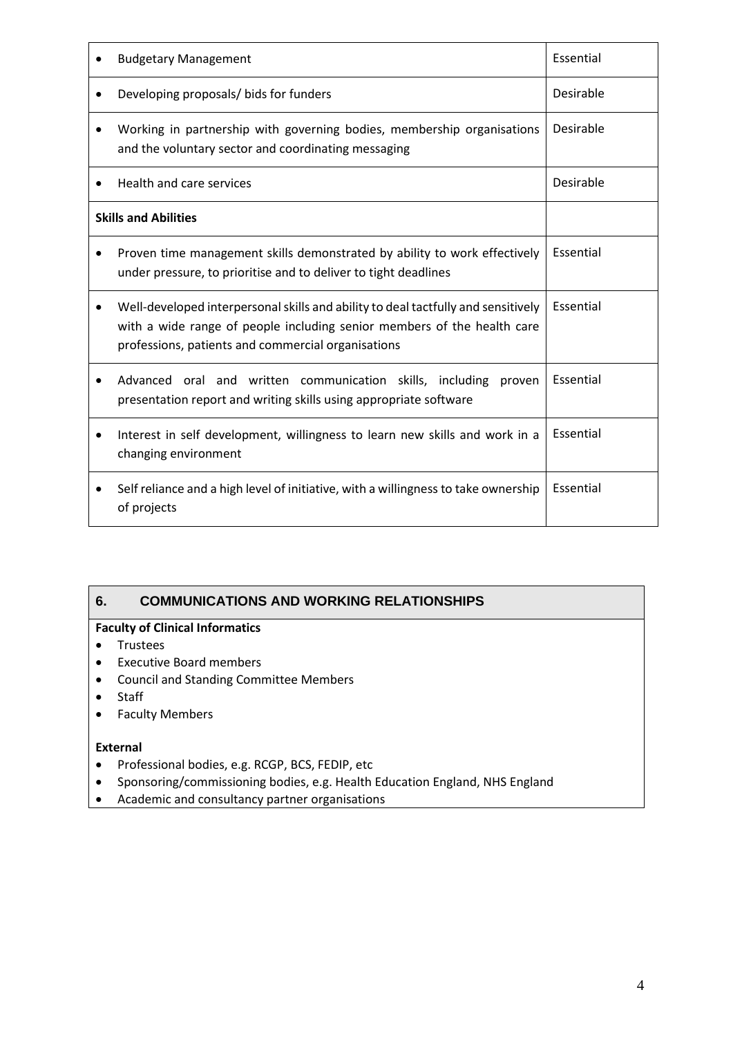| | |
|---|---|
| • Budgetary Management | Essential |
| • Developing proposals/ bids for funders | Desirable |
| • Working in partnership with governing bodies, membership organisations and the voluntary sector and coordinating messaging | Desirable |
| • Health and care services | Desirable |
| **Skills and Abilities** | |
| • Proven time management skills demonstrated by ability to work effectively under pressure, to prioritise and to deliver to tight deadlines | Essential |
| • Well-developed interpersonal skills and ability to deal tactfully and sensitively with a wide range of people including senior members of the health care professions, patients and commercial organisations | Essential |
| • Advanced oral and written communication skills, including proven presentation report and writing skills using appropriate software | Essential |
| • Interest in self development, willingness to learn new skills and work in a changing environment | Essential |
| • Self reliance and a high level of initiative, with a willingness to take ownership of projects | Essential |

## 6. COMMUNICATIONS AND WORKING RELATIONSHIPS

**Faculty of Clinical Informatics**

- Trustees
- Executive Board members
- Council and Standing Committee Members
- Staff
- Faculty Members

**External**

- Professional bodies, e.g. RCGP, BCS, FEDIP, etc
- Sponsoring/commissioning bodies, e.g. Health Education England, NHS England
- Academic and consultancy partner organisations